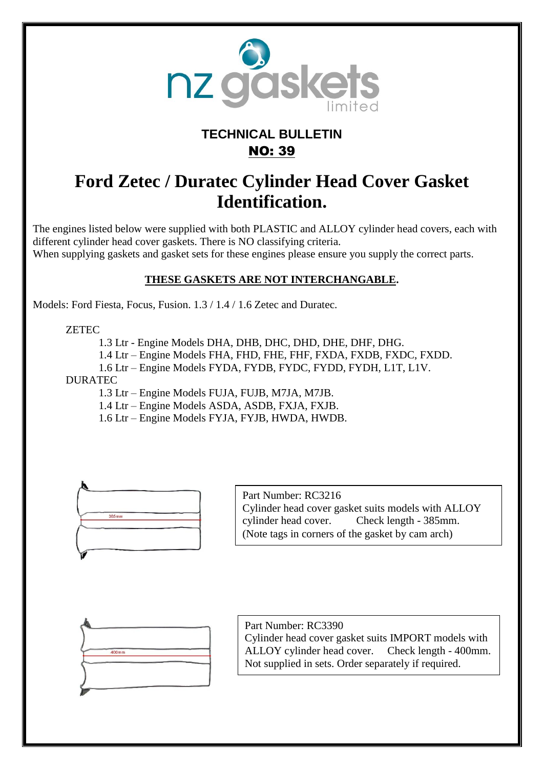nz gaskets limited

**TECHNICAL BULLETIN**

**NO: 39**

# Ford Zetec / Duratec Cylinder Head Cover Gasket Identification.

The engines listed below were supplied with both PLASTIC and ALLOY cylinder head covers, each with different cylinder head cover gaskets. There is NO classifying criteria.
When supplying gaskets and gasket sets for these engines please ensure you supply the correct parts.

**THESE GASKETS ARE NOT INTERCHANGABLE.**

Models: Ford Fiesta, Focus, Fusion. 1.3 / 1.4 / 1.6 Zetec and Duratec.

ZETEC

- 1.3 Ltr - Engine Models DHA, DHB, DHC, DHD, DHE, DHF, DHG.
- 1.4 Ltr – Engine Models FHA, FHD, FHE, FHF, FXDA, FXDB, FXDC, FXDD.
- 1.6 Ltr – Engine Models FYDA, FYDB, FYDC, FYDD, FYDH, L1T, L1V.

DURATEC

- 1.3 Ltr – Engine Models FUJA, FUJB, M7JA, M7JB.
- 1.4 Ltr – Engine Models ASDA, ASDB, FXJA, FXJB.
- 1.6 Ltr – Engine Models FYJA, FYJB, HWDA, HWDB.

385mm

Part Number: RC3216
Cylinder head cover gasket suits models with ALLOY cylinder head cover. Check length - 385mm.
(Note tags in corners of the gasket by cam arch)

400mm

Part Number: RC3390
Cylinder head cover gasket suits IMPORT models with ALLOY cylinder head cover. Check length - 400mm.
Not supplied in sets. Order separately if required.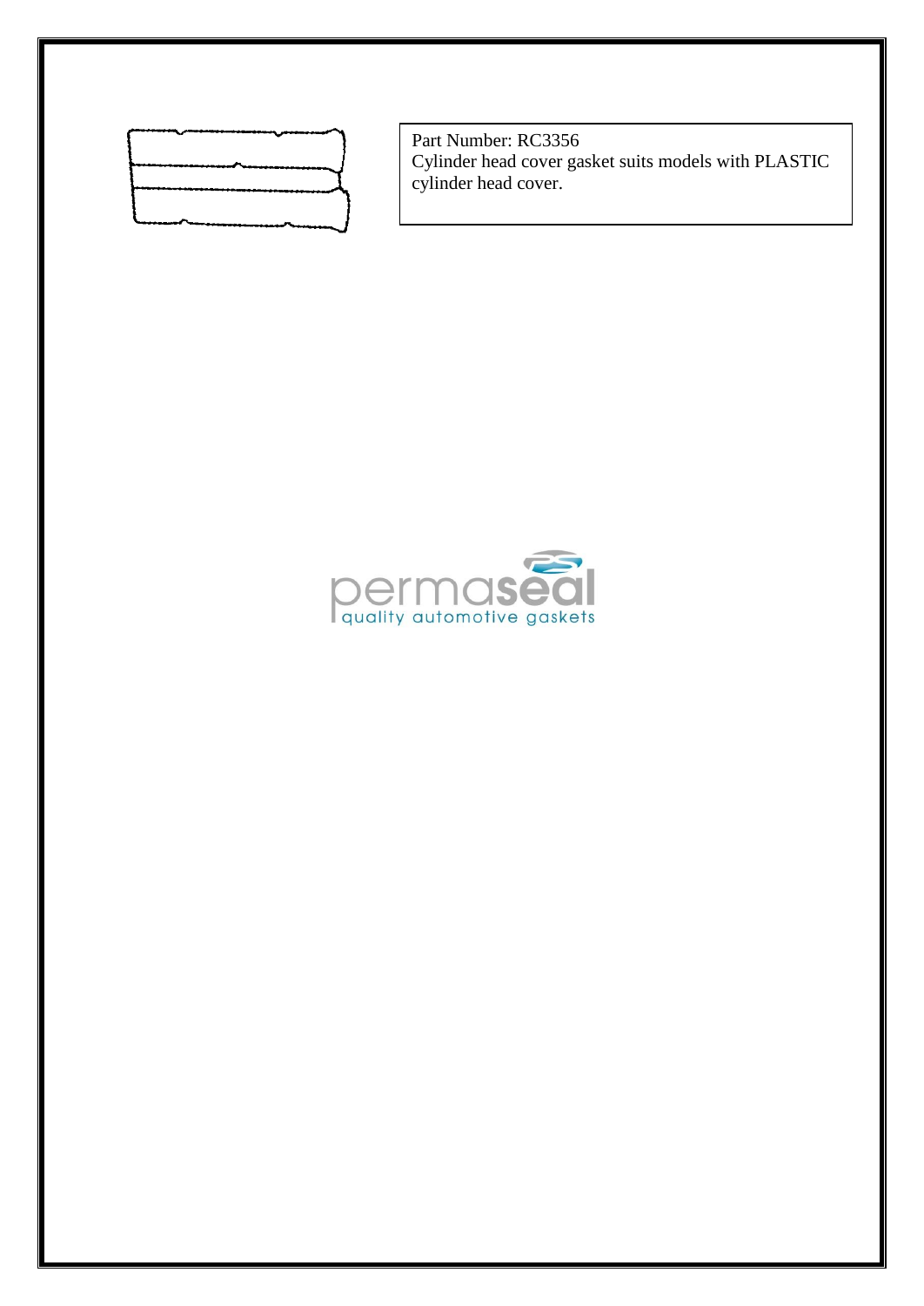Part Number: RC3356
Cylinder head cover gasket suits models with PLASTIC cylinder head cover.

permaseal
quality automotive gaskets